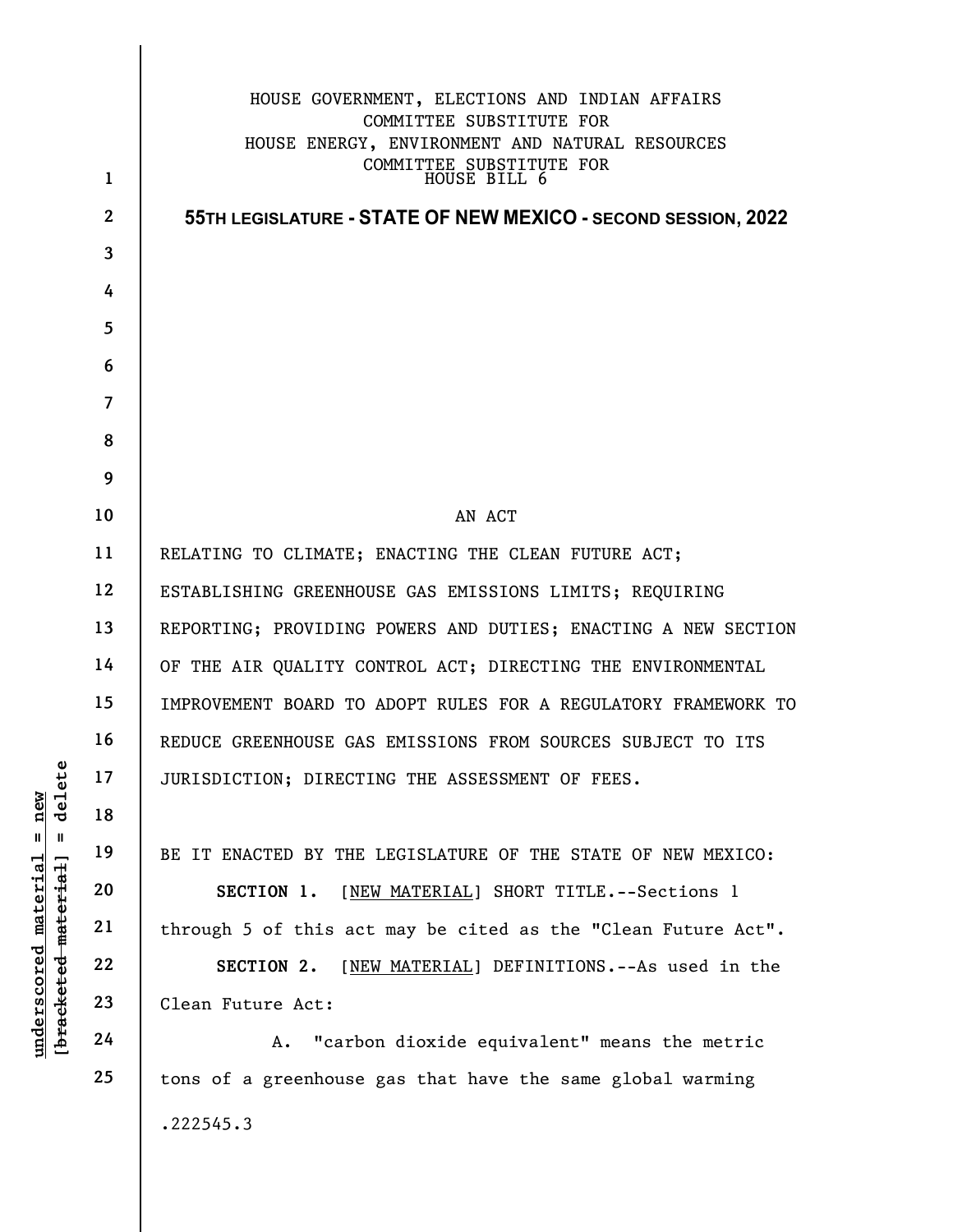HOUSE GOVERNMENT, ELECTIONS AND INDIAN AFFAIRS
COMMITTEE SUBSTITUTE FOR
HOUSE ENERGY, ENVIRONMENT AND NATURAL RESOURCES
COMMITTEE SUBSTITUTE FOR
HOUSE BILL 6

**55TH LEGISLATURE - STATE OF NEW MEXICO - SECOND SESSION, 2022**

AN ACT

RELATING TO CLIMATE; ENACTING THE CLEAN FUTURE ACT; ESTABLISHING GREENHOUSE GAS EMISSIONS LIMITS; REQUIRING REPORTING; PROVIDING POWERS AND DUTIES; ENACTING A NEW SECTION OF THE AIR QUALITY CONTROL ACT; DIRECTING THE ENVIRONMENTAL IMPROVEMENT BOARD TO ADOPT RULES FOR A REGULATORY FRAMEWORK TO REDUCE GREENHOUSE GAS EMISSIONS FROM SOURCES SUBJECT TO ITS JURISDICTION; DIRECTING THE ASSESSMENT OF FEES.

BE IT ENACTED BY THE LEGISLATURE OF THE STATE OF NEW MEXICO:

**SECTION 1.** [NEW MATERIAL] SHORT TITLE.--Sections 1 through 5 of this act may be cited as the "Clean Future Act".

**SECTION 2.** [NEW MATERIAL] DEFINITIONS.--As used in the Clean Future Act:

A. "carbon dioxide equivalent" means the metric tons of a greenhouse gas that have the same global warming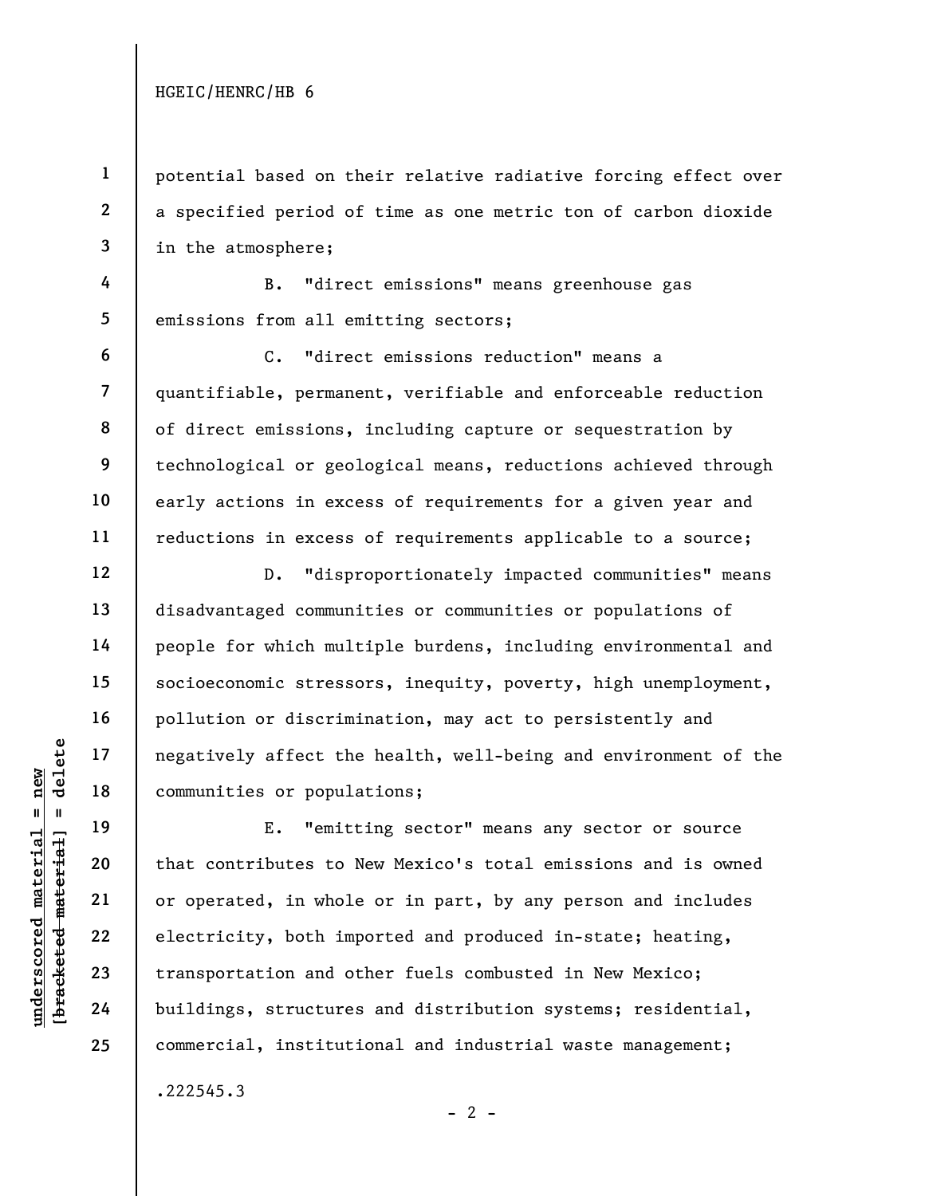potential based on their relative radiative forcing effect over a specified period of time as one metric ton of carbon dioxide in the atmosphere;

B. "direct emissions" means greenhouse gas emissions from all emitting sectors;

C. "direct emissions reduction" means a quantifiable, permanent, verifiable and enforceable reduction of direct emissions, including capture or sequestration by technological or geological means, reductions achieved through early actions in excess of requirements for a given year and reductions in excess of requirements applicable to a source;

D. "disproportionately impacted communities" means disadvantaged communities or communities or populations of people for which multiple burdens, including environmental and socioeconomic stressors, inequity, poverty, high unemployment, pollution or discrimination, may act to persistently and negatively affect the health, well-being and environment of the communities or populations;

E. "emitting sector" means any sector or source that contributes to New Mexico's total emissions and is owned or operated, in whole or in part, by any person and includes electricity, both imported and produced in-state; heating, transportation and other fuels combusted in New Mexico; buildings, structures and distribution systems; residential, commercial, institutional and industrial waste management;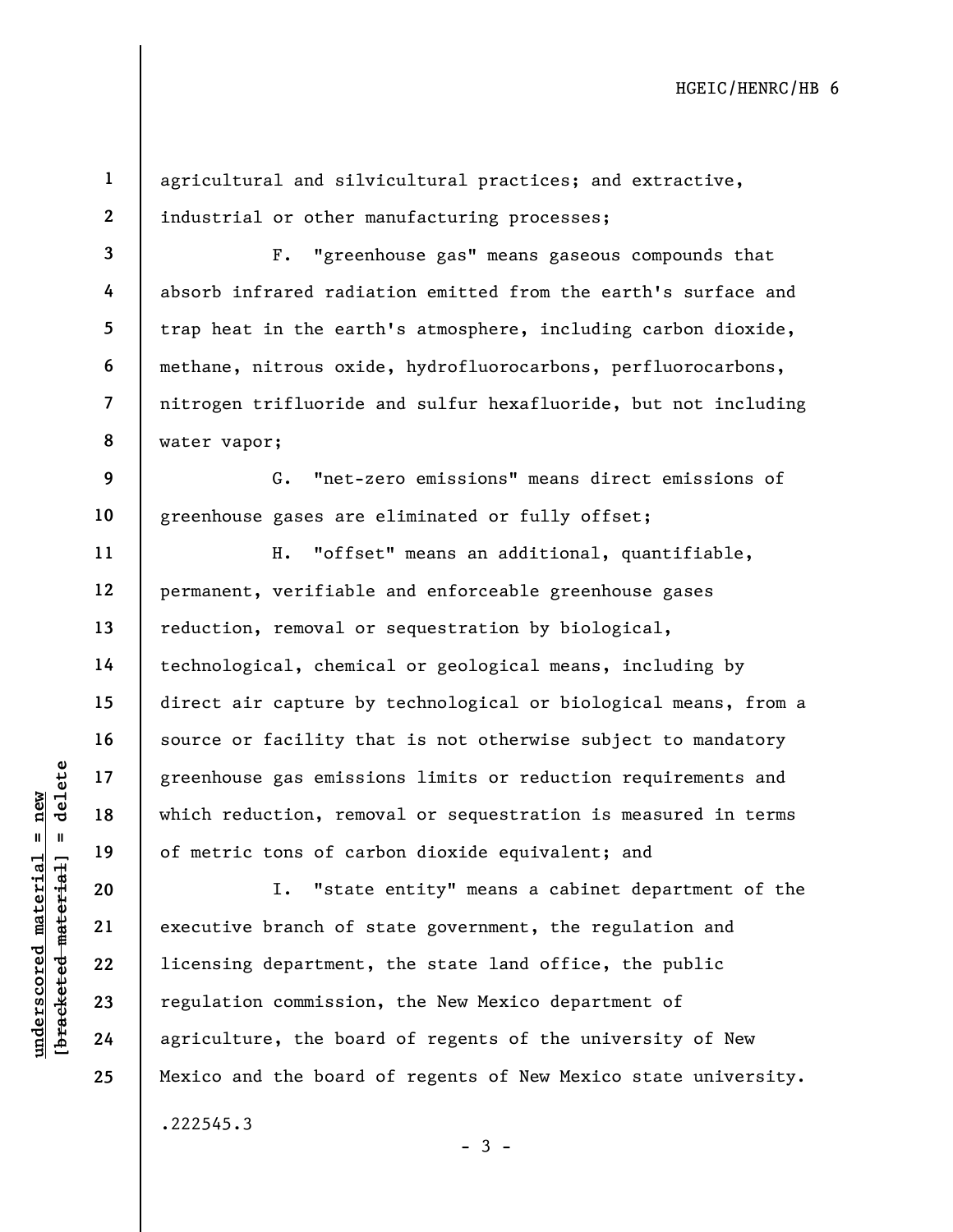agricultural and silvicultural practices; and extractive, industrial or other manufacturing processes;

F. "greenhouse gas" means gaseous compounds that absorb infrared radiation emitted from the earth's surface and trap heat in the earth's atmosphere, including carbon dioxide, methane, nitrous oxide, hydrofluorocarbons, perfluorocarbons, nitrogen trifluoride and sulfur hexafluoride, but not including water vapor;

G. "net-zero emissions" means direct emissions of greenhouse gases are eliminated or fully offset;

H. "offset" means an additional, quantifiable, permanent, verifiable and enforceable greenhouse gases reduction, removal or sequestration by biological, technological, chemical or geological means, including by direct air capture by technological or biological means, from a source or facility that is not otherwise subject to mandatory greenhouse gas emissions limits or reduction requirements and which reduction, removal or sequestration is measured in terms of metric tons of carbon dioxide equivalent; and

I. "state entity" means a cabinet department of the executive branch of state government, the regulation and licensing department, the state land office, the public regulation commission, the New Mexico department of agriculture, the board of regents of the university of New Mexico and the board of regents of New Mexico state university.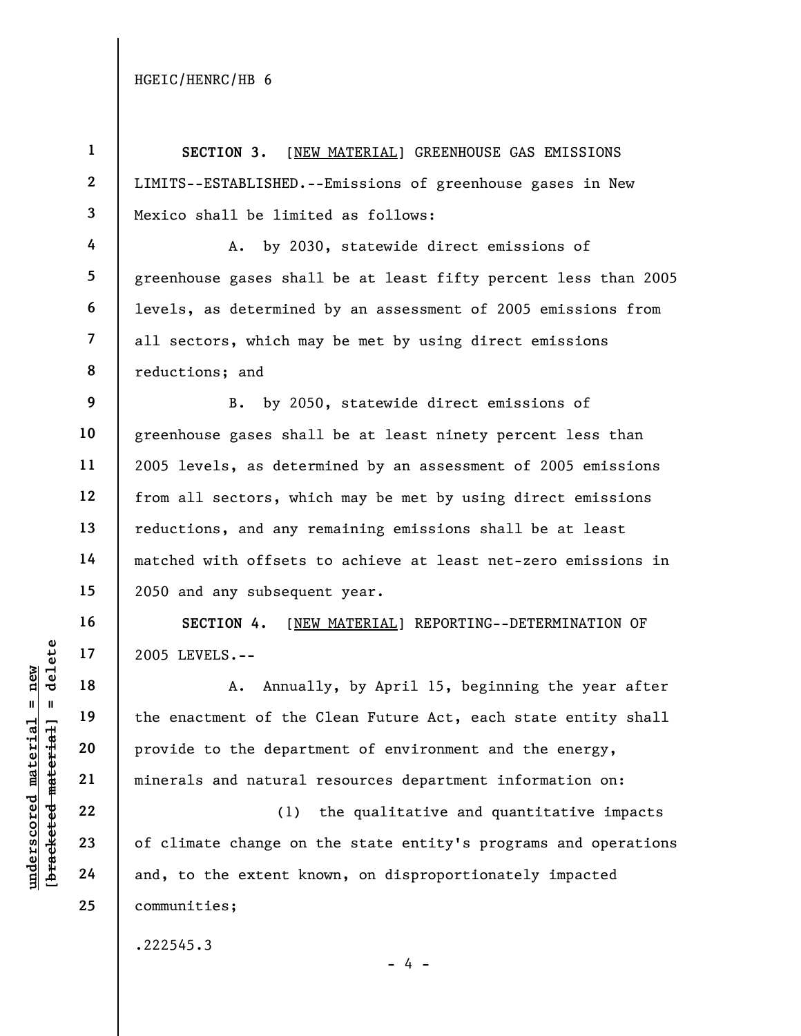**SECTION 3.** [<u>NEW MATERIAL</u>] GREENHOUSE GAS EMISSIONS LIMITS--ESTABLISHED.--Emissions of greenhouse gases in New Mexico shall be limited as follows:

A. by 2030, statewide direct emissions of greenhouse gases shall be at least fifty percent less than 2005 levels, as determined by an assessment of 2005 emissions from all sectors, which may be met by using direct emissions reductions; and

B. by 2050, statewide direct emissions of greenhouse gases shall be at least ninety percent less than 2005 levels, as determined by an assessment of 2005 emissions from all sectors, which may be met by using direct emissions reductions, and any remaining emissions shall be at least matched with offsets to achieve at least net-zero emissions in 2050 and any subsequent year.

**SECTION 4.** [<u>NEW MATERIAL</u>] REPORTING--DETERMINATION OF 2005 LEVELS.--

A. Annually, by April 15, beginning the year after the enactment of the Clean Future Act, each state entity shall provide to the department of environment and the energy, minerals and natural resources department information on:

(1) the qualitative and quantitative impacts of climate change on the state entity's programs and operations and, to the extent known, on disproportionately impacted communities;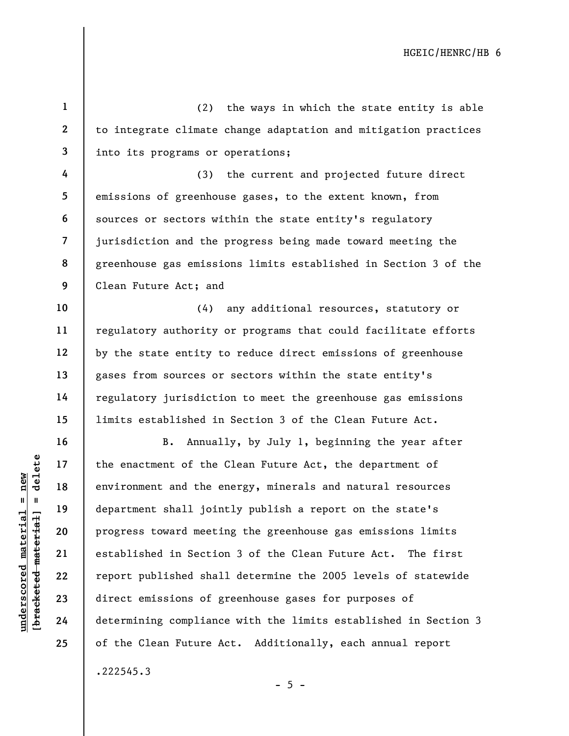(2) the ways in which the state entity is able to integrate climate change adaptation and mitigation practices into its programs or operations;

(3) the current and projected future direct emissions of greenhouse gases, to the extent known, from sources or sectors within the state entity's regulatory jurisdiction and the progress being made toward meeting the greenhouse gas emissions limits established in Section 3 of the Clean Future Act; and

(4) any additional resources, statutory or regulatory authority or programs that could facilitate efforts by the state entity to reduce direct emissions of greenhouse gases from sources or sectors within the state entity's regulatory jurisdiction to meet the greenhouse gas emissions limits established in Section 3 of the Clean Future Act.

B. Annually, by July 1, beginning the year after the enactment of the Clean Future Act, the department of environment and the energy, minerals and natural resources department shall jointly publish a report on the state's progress toward meeting the greenhouse gas emissions limits established in Section 3 of the Clean Future Act. The first report published shall determine the 2005 levels of statewide direct emissions of greenhouse gases for purposes of determining compliance with the limits established in Section 3 of the Clean Future Act. Additionally, each annual report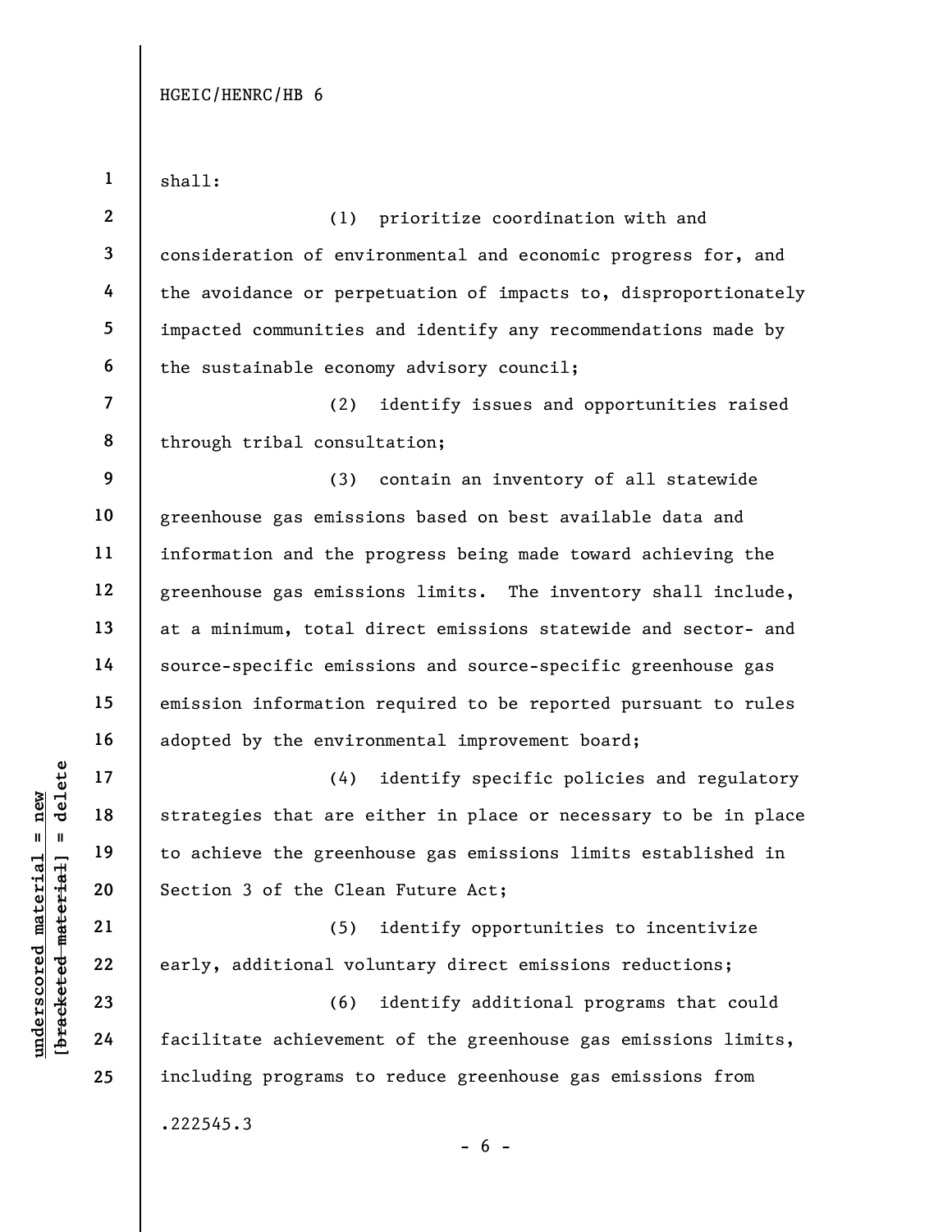shall:

(1) prioritize coordination with and consideration of environmental and economic progress for, and the avoidance or perpetuation of impacts to, disproportionately impacted communities and identify any recommendations made by the sustainable economy advisory council;

(2) identify issues and opportunities raised through tribal consultation;

(3) contain an inventory of all statewide greenhouse gas emissions based on best available data and information and the progress being made toward achieving the greenhouse gas emissions limits. The inventory shall include, at a minimum, total direct emissions statewide and sector- and source-specific emissions and source-specific greenhouse gas emission information required to be reported pursuant to rules adopted by the environmental improvement board;

(4) identify specific policies and regulatory strategies that are either in place or necessary to be in place to achieve the greenhouse gas emissions limits established in Section 3 of the Clean Future Act;

(5) identify opportunities to incentivize early, additional voluntary direct emissions reductions;

(6) identify additional programs that could facilitate achievement of the greenhouse gas emissions limits, including programs to reduce greenhouse gas emissions from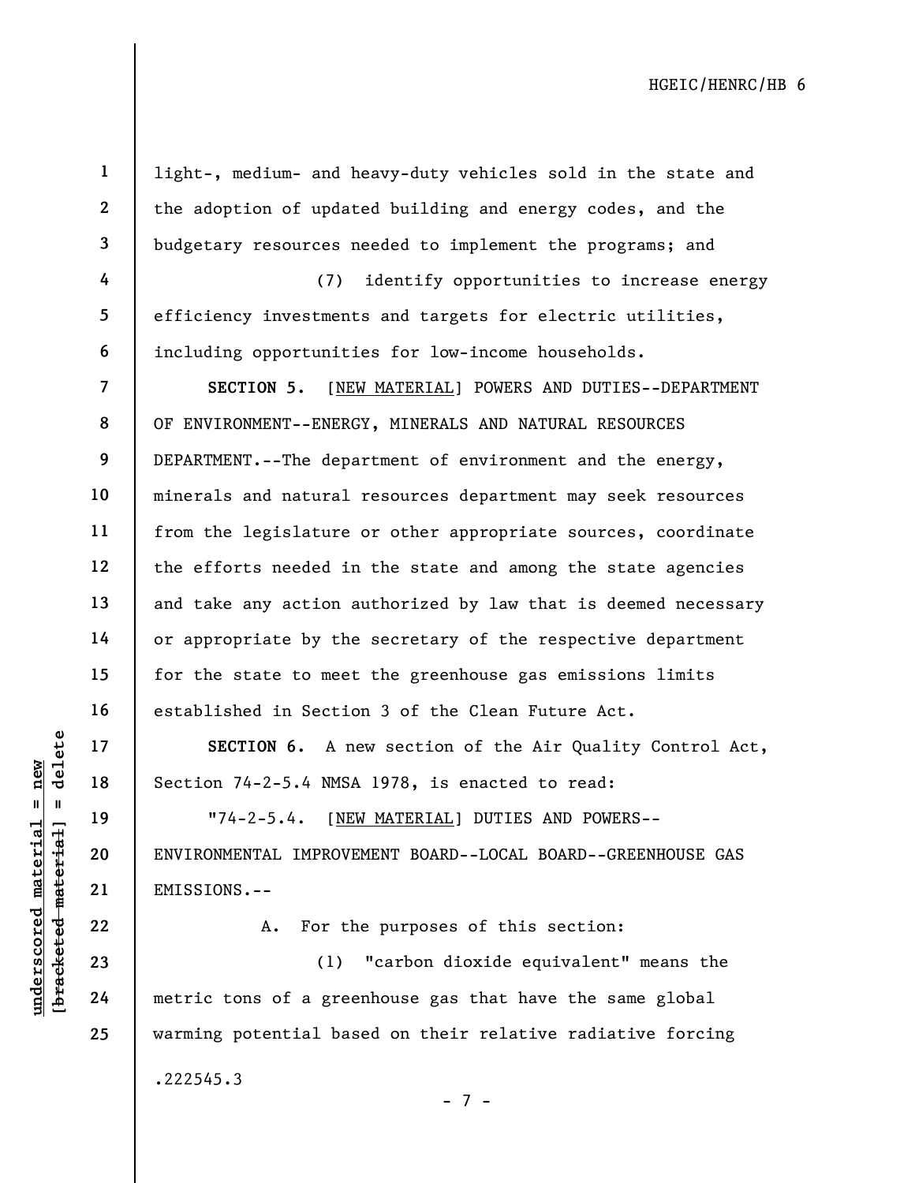light-, medium- and heavy-duty vehicles sold in the state and the adoption of updated building and energy codes, and the budgetary resources needed to implement the programs; and

(7) identify opportunities to increase energy efficiency investments and targets for electric utilities, including opportunities for low-income households.

**SECTION 5.** [NEW MATERIAL] POWERS AND DUTIES--DEPARTMENT OF ENVIRONMENT--ENERGY, MINERALS AND NATURAL RESOURCES DEPARTMENT.--The department of environment and the energy, minerals and natural resources department may seek resources from the legislature or other appropriate sources, coordinate the efforts needed in the state and among the state agencies and take any action authorized by law that is deemed necessary or appropriate by the secretary of the respective department for the state to meet the greenhouse gas emissions limits established in Section 3 of the Clean Future Act.

**SECTION 6.** A new section of the Air Quality Control Act, Section 74-2-5.4 NMSA 1978, is enacted to read:

"74-2-5.4. [NEW MATERIAL] DUTIES AND POWERS--ENVIRONMENTAL IMPROVEMENT BOARD--LOCAL BOARD--GREENHOUSE GAS EMISSIONS.--

A. For the purposes of this section:

(1) "carbon dioxide equivalent" means the metric tons of a greenhouse gas that have the same global warming potential based on their relative radiative forcing

.222545.3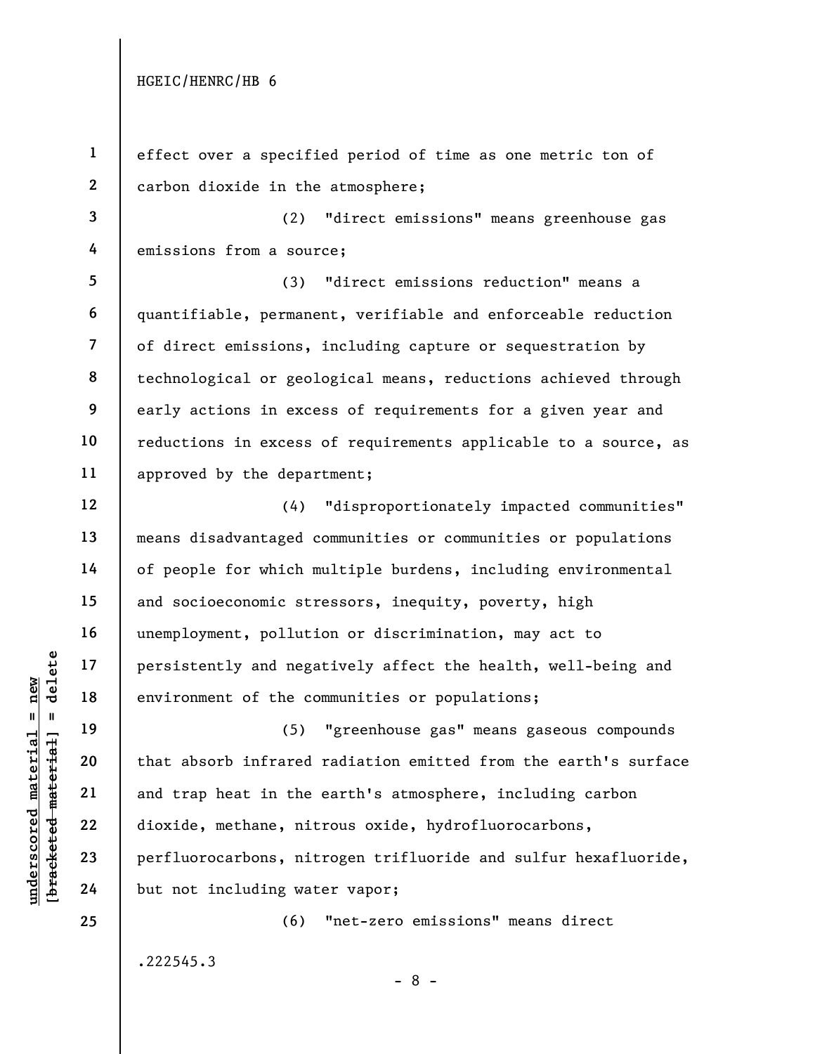effect over a specified period of time as one metric ton of carbon dioxide in the atmosphere;

(2) "direct emissions" means greenhouse gas emissions from a source;

(3) "direct emissions reduction" means a quantifiable, permanent, verifiable and enforceable reduction of direct emissions, including capture or sequestration by technological or geological means, reductions achieved through early actions in excess of requirements for a given year and reductions in excess of requirements applicable to a source, as approved by the department;

(4) "disproportionately impacted communities" means disadvantaged communities or communities or populations of people for which multiple burdens, including environmental and socioeconomic stressors, inequity, poverty, high unemployment, pollution or discrimination, may act to persistently and negatively affect the health, well-being and environment of the communities or populations;

(5) "greenhouse gas" means gaseous compounds that absorb infrared radiation emitted from the earth's surface and trap heat in the earth's atmosphere, including carbon dioxide, methane, nitrous oxide, hydrofluorocarbons, perfluorocarbons, nitrogen trifluoride and sulfur hexafluoride, but not including water vapor;

(6) "net-zero emissions" means direct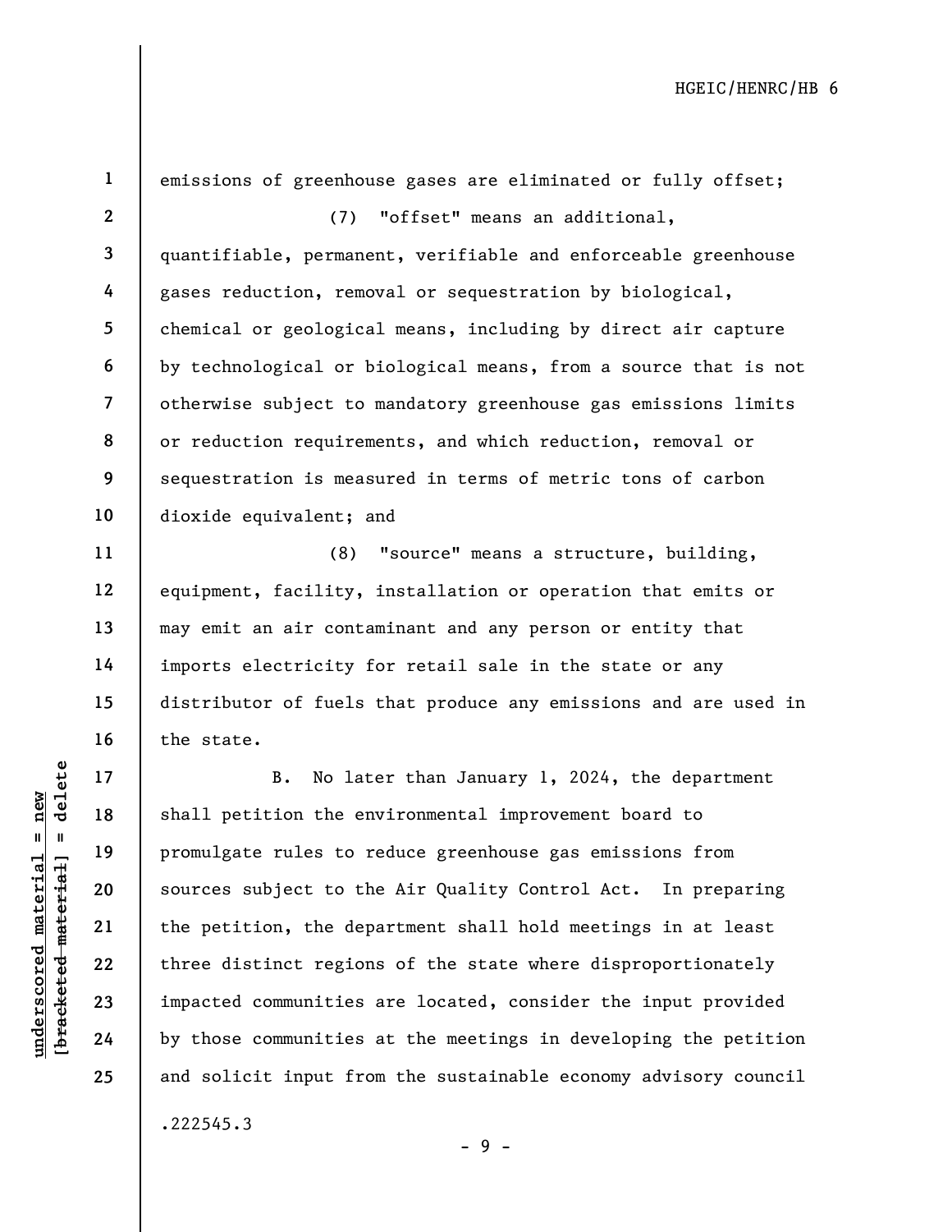emissions of greenhouse gases are eliminated or fully offset;

(7) "offset" means an additional, quantifiable, permanent, verifiable and enforceable greenhouse gases reduction, removal or sequestration by biological, chemical or geological means, including by direct air capture by technological or biological means, from a source that is not otherwise subject to mandatory greenhouse gas emissions limits or reduction requirements, and which reduction, removal or sequestration is measured in terms of metric tons of carbon dioxide equivalent; and

(8) "source" means a structure, building, equipment, facility, installation or operation that emits or may emit an air contaminant and any person or entity that imports electricity for retail sale in the state or any distributor of fuels that produce any emissions and are used in the state.

B. No later than January 1, 2024, the department shall petition the environmental improvement board to promulgate rules to reduce greenhouse gas emissions from sources subject to the Air Quality Control Act. In preparing the petition, the department shall hold meetings in at least three distinct regions of the state where disproportionately impacted communities are located, consider the input provided by those communities at the meetings in developing the petition and solicit input from the sustainable economy advisory council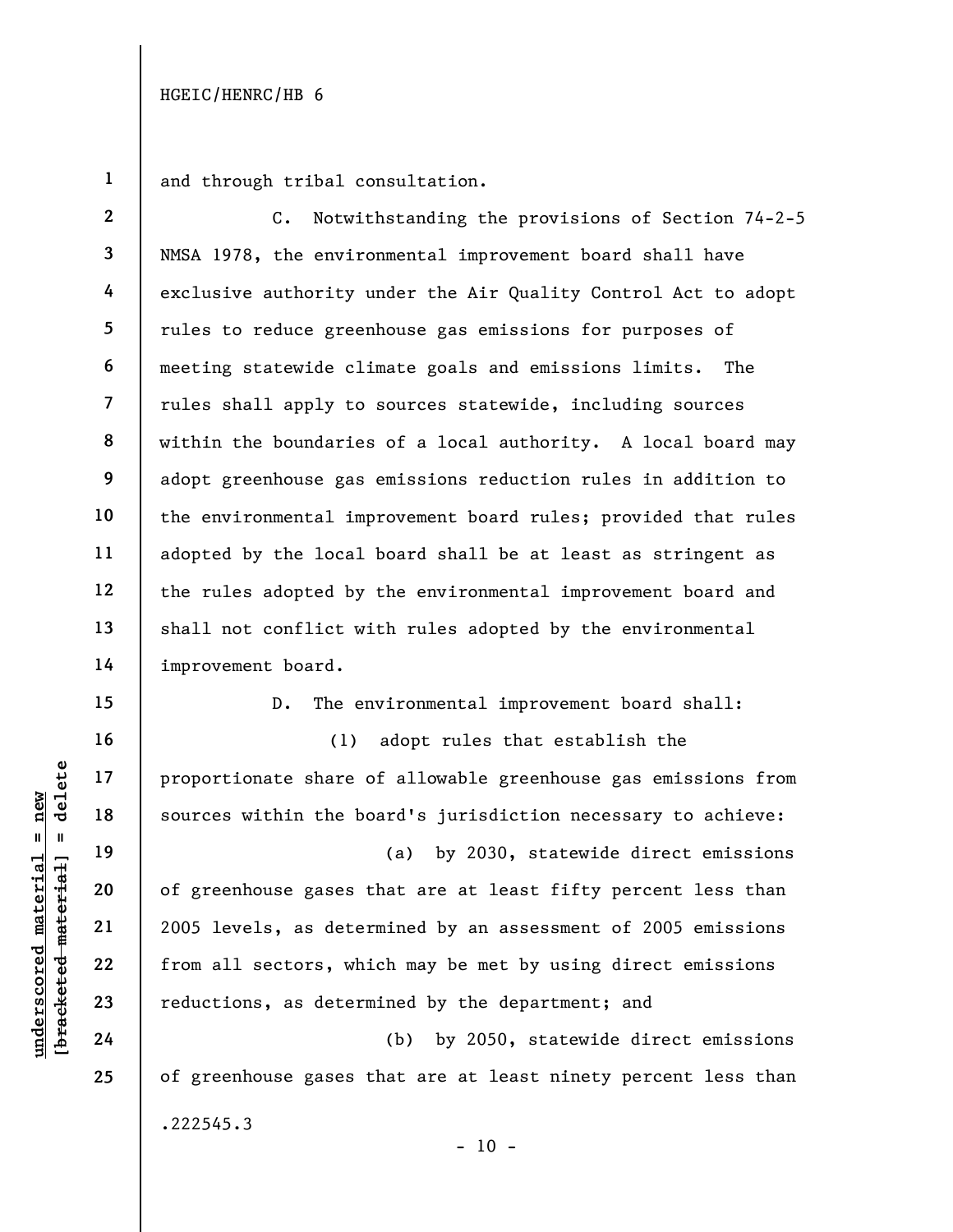and through tribal consultation.

C. Notwithstanding the provisions of Section 74-2-5 NMSA 1978, the environmental improvement board shall have exclusive authority under the Air Quality Control Act to adopt rules to reduce greenhouse gas emissions for purposes of meeting statewide climate goals and emissions limits. The rules shall apply to sources statewide, including sources within the boundaries of a local authority. A local board may adopt greenhouse gas emissions reduction rules in addition to the environmental improvement board rules; provided that rules adopted by the local board shall be at least as stringent as the rules adopted by the environmental improvement board and shall not conflict with rules adopted by the environmental improvement board.

D. The environmental improvement board shall:

(1) adopt rules that establish the proportionate share of allowable greenhouse gas emissions from sources within the board's jurisdiction necessary to achieve:

(a) by 2030, statewide direct emissions of greenhouse gases that are at least fifty percent less than 2005 levels, as determined by an assessment of 2005 emissions from all sectors, which may be met by using direct emissions reductions, as determined by the department; and

(b) by 2050, statewide direct emissions of greenhouse gases that are at least ninety percent less than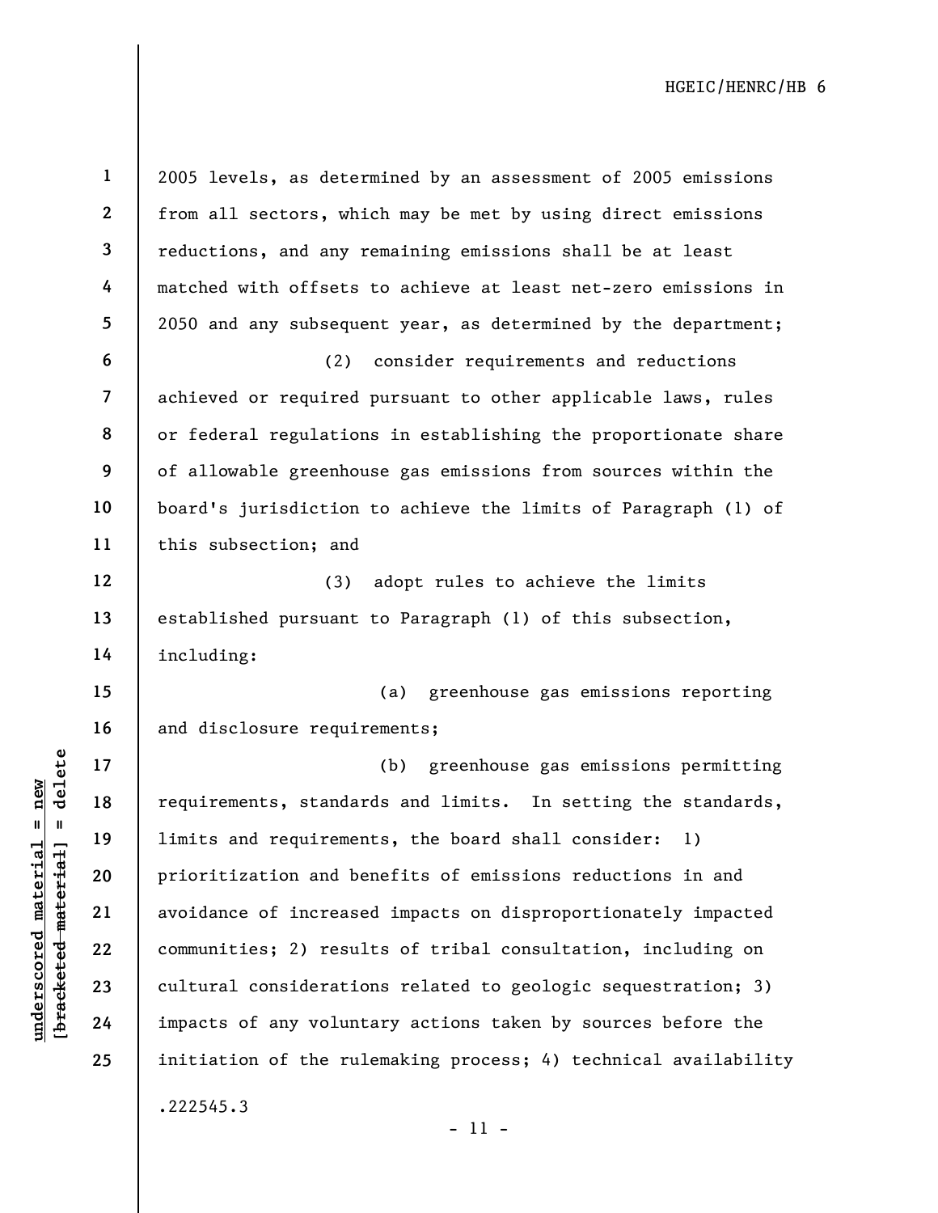2005 levels, as determined by an assessment of 2005 emissions from all sectors, which may be met by using direct emissions reductions, and any remaining emissions shall be at least matched with offsets to achieve at least net-zero emissions in 2050 and any subsequent year, as determined by the department;

(2) consider requirements and reductions achieved or required pursuant to other applicable laws, rules or federal regulations in establishing the proportionate share of allowable greenhouse gas emissions from sources within the board's jurisdiction to achieve the limits of Paragraph (1) of this subsection; and

(3) adopt rules to achieve the limits established pursuant to Paragraph (1) of this subsection, including:

(a) greenhouse gas emissions reporting and disclosure requirements;

(b) greenhouse gas emissions permitting requirements, standards and limits. In setting the standards, limits and requirements, the board shall consider: 1) prioritization and benefits of emissions reductions in and avoidance of increased impacts on disproportionately impacted communities; 2) results of tribal consultation, including on cultural considerations related to geologic sequestration; 3) impacts of any voluntary actions taken by sources before the initiation of the rulemaking process; 4) technical availability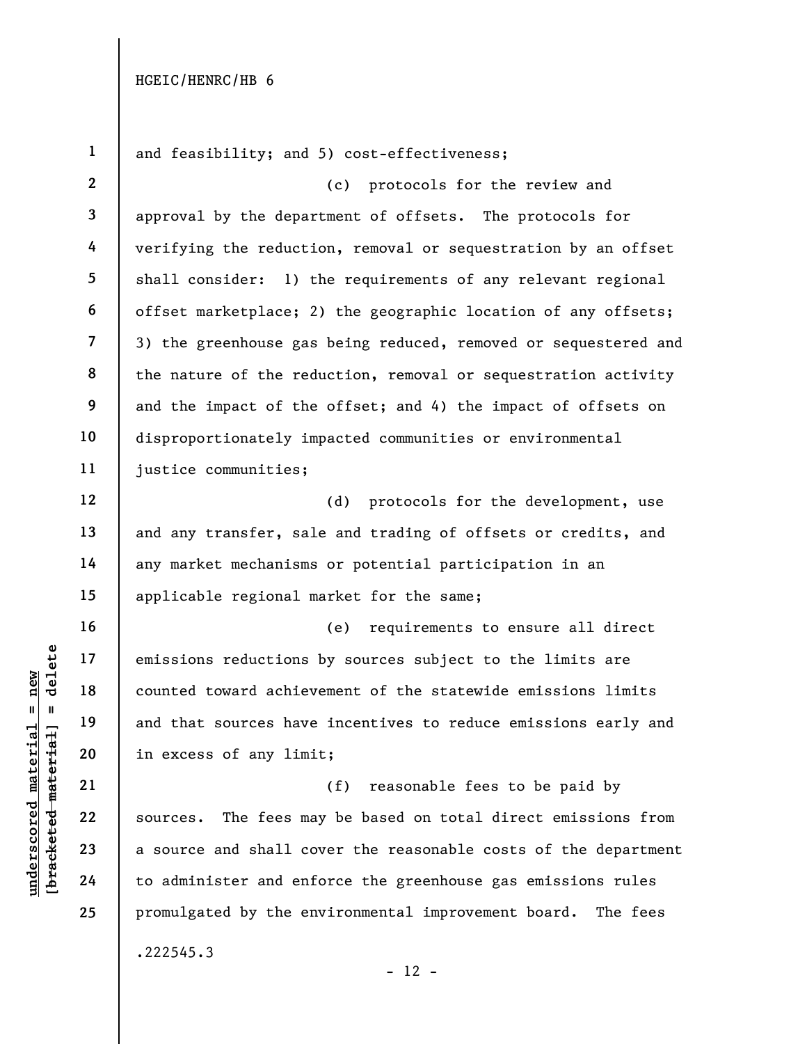and feasibility; and 5) cost-effectiveness;

(c) protocols for the review and approval by the department of offsets. The protocols for verifying the reduction, removal or sequestration by an offset shall consider: 1) the requirements of any relevant regional offset marketplace; 2) the geographic location of any offsets; 3) the greenhouse gas being reduced, removed or sequestered and the nature of the reduction, removal or sequestration activity and the impact of the offset; and 4) the impact of offsets on disproportionately impacted communities or environmental justice communities;

(d) protocols for the development, use and any transfer, sale and trading of offsets or credits, and any market mechanisms or potential participation in an applicable regional market for the same;

(e) requirements to ensure all direct emissions reductions by sources subject to the limits are counted toward achievement of the statewide emissions limits and that sources have incentives to reduce emissions early and in excess of any limit;

(f) reasonable fees to be paid by sources. The fees may be based on total direct emissions from a source and shall cover the reasonable costs of the department to administer and enforce the greenhouse gas emissions rules promulgated by the environmental improvement board. The fees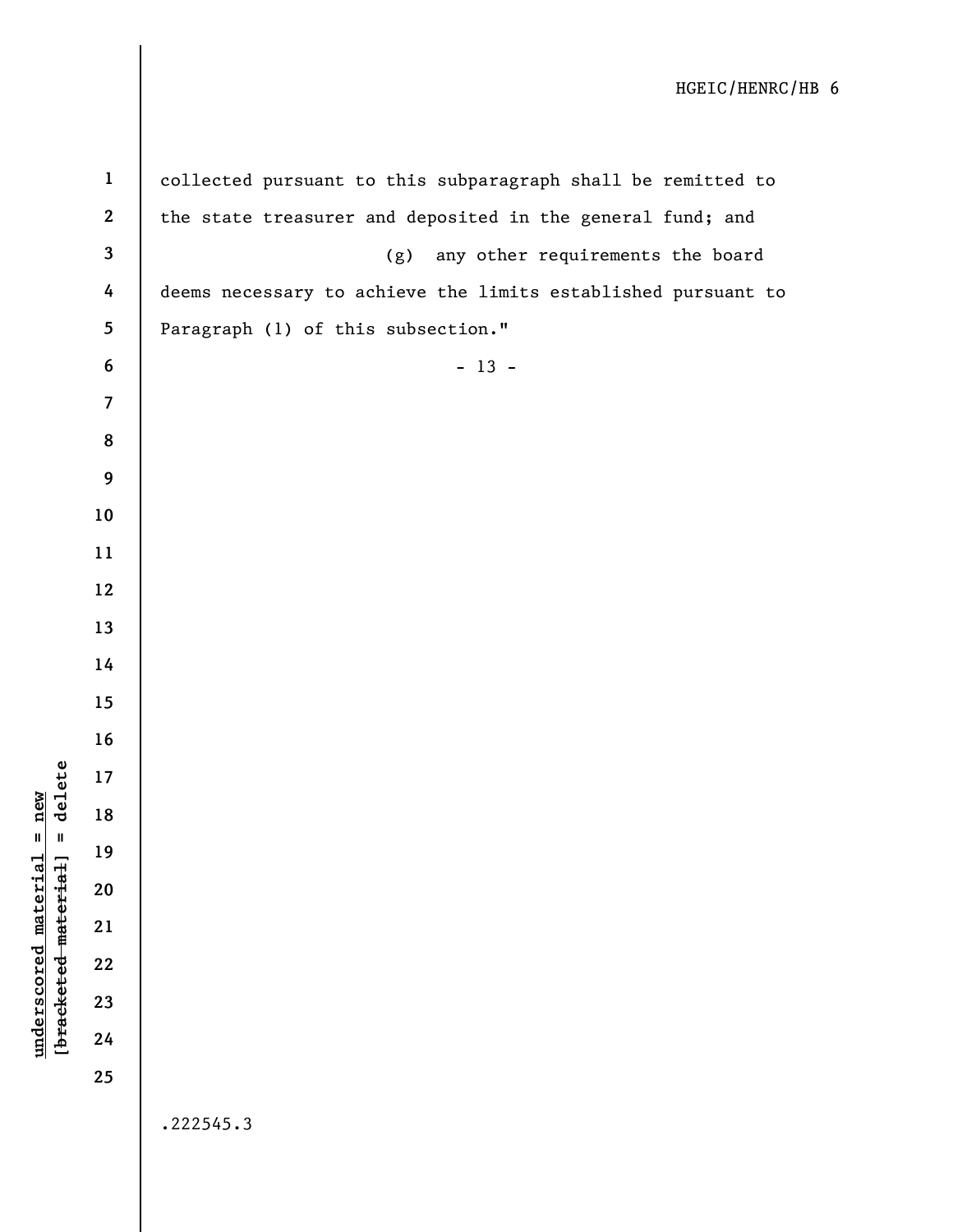collected pursuant to this subparagraph shall be remitted to the state treasurer and deposited in the general fund; and

(g) any other requirements the board deems necessary to achieve the limits established pursuant to Paragraph (1) of this subsection."